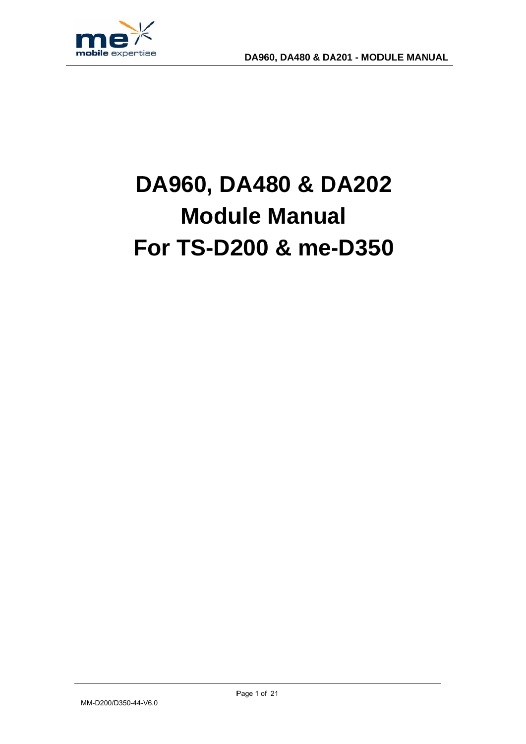# DA960, DA480 & DA202
# Module Manual
# For TS-D200 & me-D350

MM-D200/D350-44-V6.0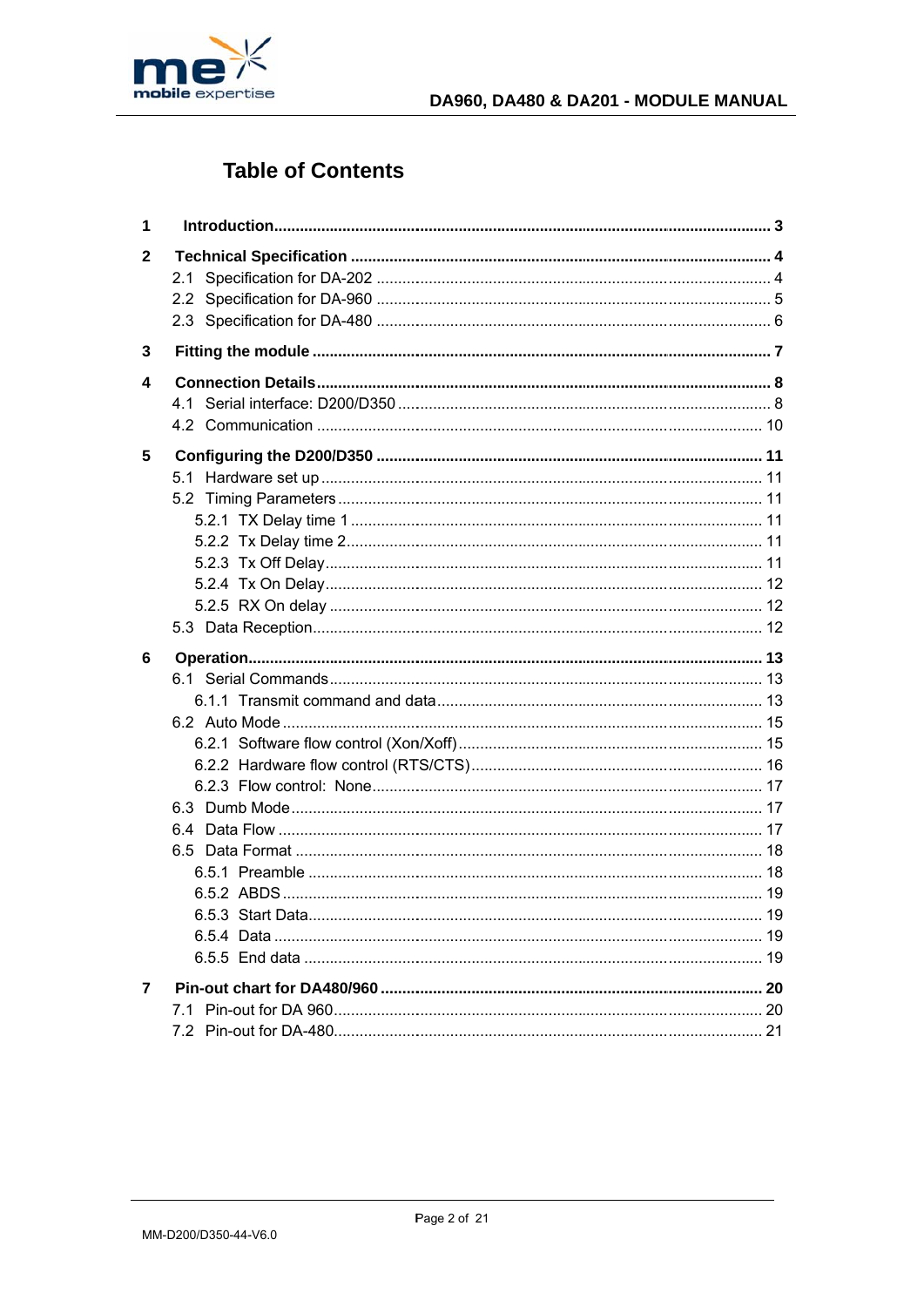# Table of Contents

**1 Introduction ... 3**

**2 Technical Specification ... 4**

- 2.1 Specification for DA-202 ... 4
- 2.2 Specification for DA-960 ... 5
- 2.3 Specification for DA-480 ... 6

**3 Fitting the module ... 7**

**4 Connection Details ... 8**

- 4.1 Serial interface: D200/D350 ... 8
- 4.2 Communication ... 10

**5 Configuring the D200/D350 ... 11**

- 5.1 Hardware set up ... 11
- 5.2 Timing Parameters ... 11
  - 5.2.1 TX Delay time 1 ... 11
  - 5.2.2 Tx Delay time 2 ... 11
  - 5.2.3 Tx Off Delay ... 11
  - 5.2.4 Tx On Delay ... 12
  - 5.2.5 RX On delay ... 12
- 5.3 Data Reception ... 12

**6 Operation ... 13**

- 6.1 Serial Commands ... 13
  - 6.1.1 Transmit command and data ... 13
- 6.2 Auto Mode ... 15
  - 6.2.1 Software flow control (Xon/Xoff) ... 15
  - 6.2.2 Hardware flow control (RTS/CTS) ... 16
  - 6.2.3 Flow control: None ... 17
- 6.3 Dumb Mode ... 17
- 6.4 Data Flow ... 17
- 6.5 Data Format ... 18
  - 6.5.1 Preamble ... 18
  - 6.5.2 ABDS ... 19
  - 6.5.3 Start Data ... 19
  - 6.5.4 Data ... 19
  - 6.5.5 End data ... 19

**7 Pin-out chart for DA480/960 ... 20**

- 7.1 Pin-out for DA 960 ... 20
- 7.2 Pin-out for DA-480 ... 21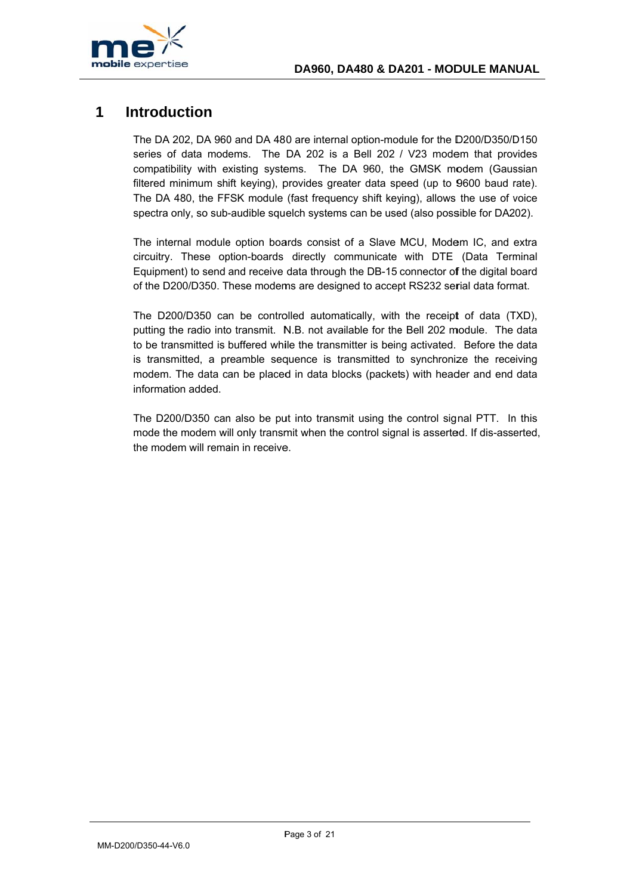# 1 Introduction

The DA 202, DA 960 and DA 480 are internal option-module for the D200/D350/D150 series of data modems. The DA 202 is a Bell 202 / V23 modem that provides compatibility with existing systems. The DA 960, the GMSK modem (Gaussian filtered minimum shift keying), provides greater data speed (up to 9600 baud rate). The DA 480, the FFSK module (fast frequency shift keying), allows the use of voice spectra only, so sub-audible squelch systems can be used (also possible for DA202).

The internal module option boards consist of a Slave MCU, Modem IC, and extra circuitry. These option-boards directly communicate with DTE (Data Terminal Equipment) to send and receive data through the DB-15 connector of the digital board of the D200/D350. These modems are designed to accept RS232 serial data format.

The D200/D350 can be controlled automatically, with the receipt of data (TXD), putting the radio into transmit. N.B. not available for the Bell 202 module. The data to be transmitted is buffered while the transmitter is being activated. Before the data is transmitted, a preamble sequence is transmitted to synchronize the receiving modem. The data can be placed in data blocks (packets) with header and end data information added.

The D200/D350 can also be put into transmit using the control signal PTT. In this mode the modem will only transmit when the control signal is asserted. If dis-asserted, the modem will remain in receive.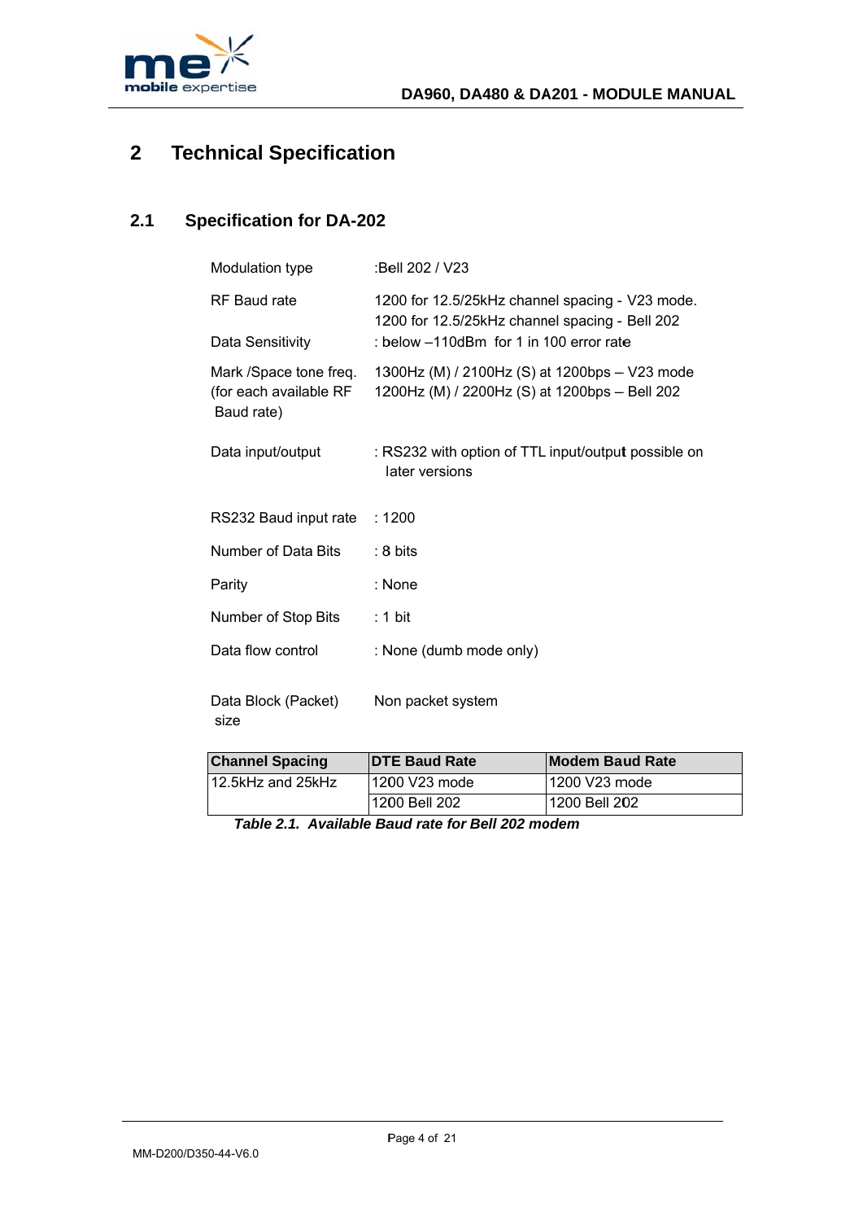# 2 Technical Specification

## 2.1 Specification for DA-202

Modulation type :Bell 202 / V23

RF Baud rate 1200 for 12.5/25kHz channel spacing - V23 mode.
1200 for 12.5/25kHz channel spacing - Bell 202

Data Sensitivity : below –110dBm for 1 in 100 error rate

Mark /Space tone freq. (for each available RF Baud rate) 1300Hz (M) / 2100Hz (S) at 1200bps – V23 mode
1200Hz (M) / 2200Hz (S) at 1200bps – Bell 202

Data input/output : RS232 with option of TTL input/output possible on later versions

RS232 Baud input rate : 1200

Number of Data Bits : 8 bits

Parity : None

Number of Stop Bits : 1 bit

Data flow control : None (dumb mode only)

Data Block (Packet) size Non packet system

| Channel Spacing | DTE Baud Rate | Modem Baud Rate |
|---|---|---|
| 12.5kHz and 25kHz | 1200 V23 mode | 1200 V23 mode |
| | 1200 Bell 202 | 1200 Bell 202 |

***Table 2.1. Available Baud rate for Bell 202 modem***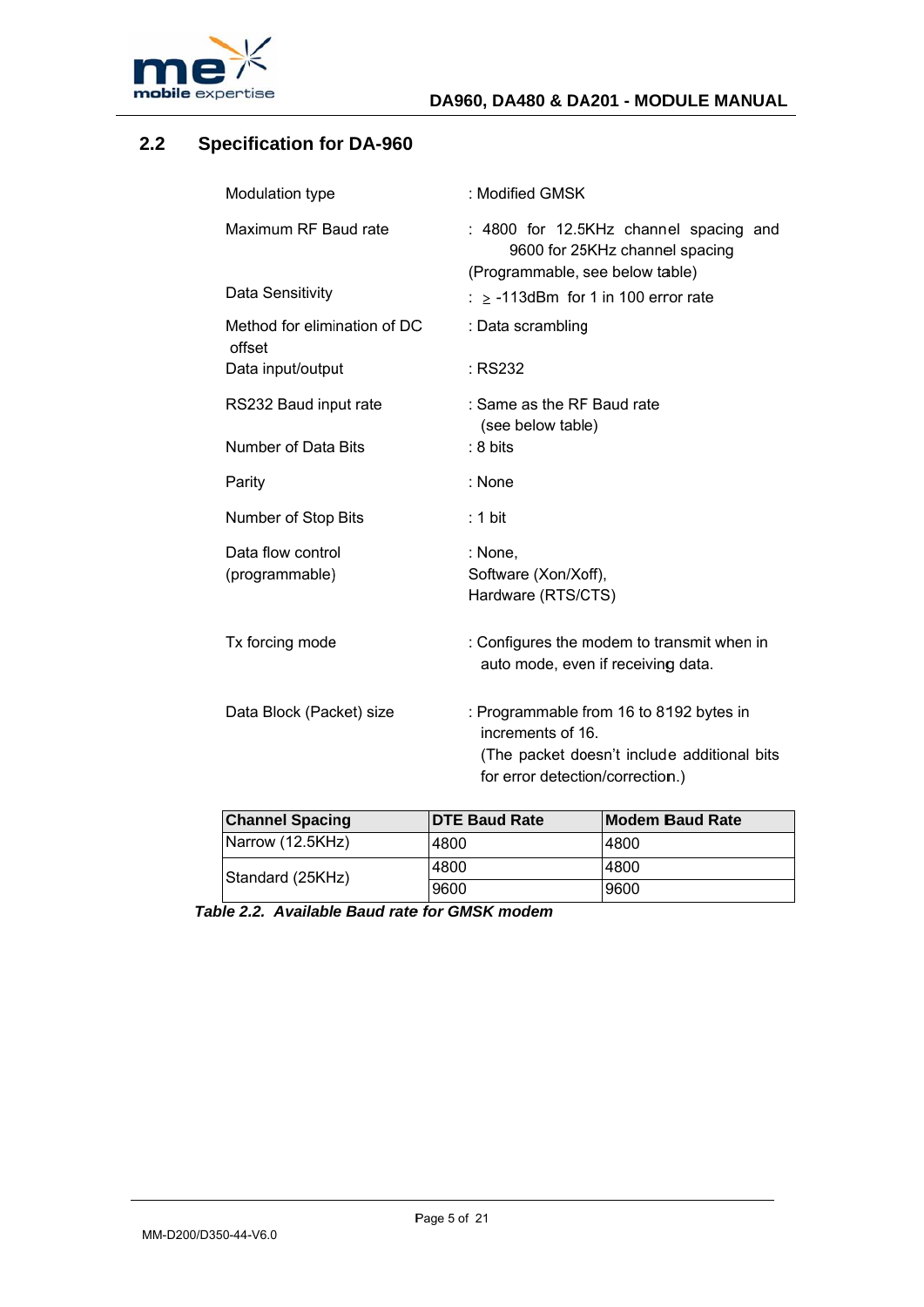## 2.2 Specification for DA-960

| | |
|---|---|
| Modulation type | : Modified GMSK |
| Maximum RF Baud rate | : 4800 for 12.5KHz channel spacing and 9600 for 25KHz channel spacing (Programmable, see below table) |
| Data Sensitivity | : $\geq$ -113dBm for 1 in 100 error rate |
| Method for elimination of DC offset | : Data scrambling |
| Data input/output | : RS232 |
| RS232 Baud input rate | : Same as the RF Baud rate (see below table) |
| Number of Data Bits | : 8 bits |
| Parity | : None |
| Number of Stop Bits | : 1 bit |
| Data flow control (programmable) | : None, Software (Xon/Xoff), Hardware (RTS/CTS) |
| Tx forcing mode | : Configures the modem to transmit when in auto mode, even if receiving data. |
| Data Block (Packet) size | : Programmable from 16 to 8192 bytes in increments of 16. (The packet doesn't include additional bits for error detection/correction.) |

| **Channel Spacing** | **DTE Baud Rate** | **Modem Baud Rate** |
|---|---|---|
| Narrow (12.5KHz) | 4800 | 4800 |
| Standard (25KHz) | 4800 | 4800 |
| | 9600 | 9600 |

***Table 2.2. Available Baud rate for GMSK modem***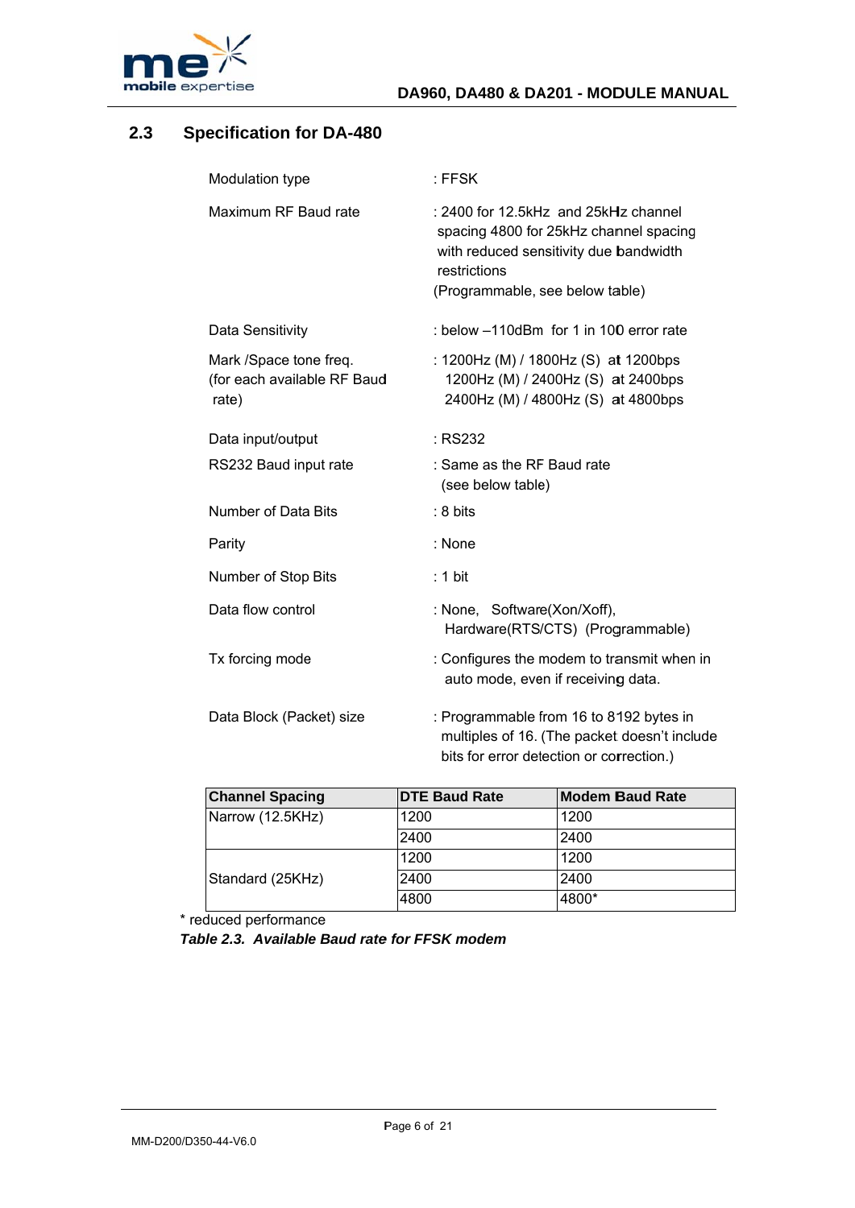## 2.3 Specification for DA-480

| | |
|---|---|
| Modulation type | : FFSK |
| Maximum RF Baud rate | : 2400 for 12.5kHz and 25kHz channel spacing 4800 for 25kHz channel spacing with reduced sensitivity due bandwidth restrictions (Programmable, see below table) |
| Data Sensitivity | : below –110dBm for 1 in 100 error rate |
| Mark /Space tone freq. (for each available RF Baud rate) | : 1200Hz (M) / 1800Hz (S) at 1200bps<br>1200Hz (M) / 2400Hz (S) at 2400bps<br>2400Hz (M) / 4800Hz (S) at 4800bps |
| Data input/output | : RS232 |
| RS232 Baud input rate | : Same as the RF Baud rate (see below table) |
| Number of Data Bits | : 8 bits |
| Parity | : None |
| Number of Stop Bits | : 1 bit |
| Data flow control | : None, Software(Xon/Xoff), Hardware(RTS/CTS) (Programmable) |
| Tx forcing mode | : Configures the modem to transmit when in auto mode, even if receiving data. |
| Data Block (Packet) size | : Programmable from 16 to 8192 bytes in multiples of 16. (The packet doesn't include bits for error detection or correction.) |

| Channel Spacing | DTE Baud Rate | Modem Baud Rate |
|---|---|---|
| Narrow (12.5KHz) | 1200 | 1200 |
| | 2400 | 2400 |
| Standard (25KHz) | 1200 | 1200 |
| | 2400 | 2400 |
| | 4800 | 4800* |

\* reduced performance

***Table 2.3. Available Baud rate for FFSK modem***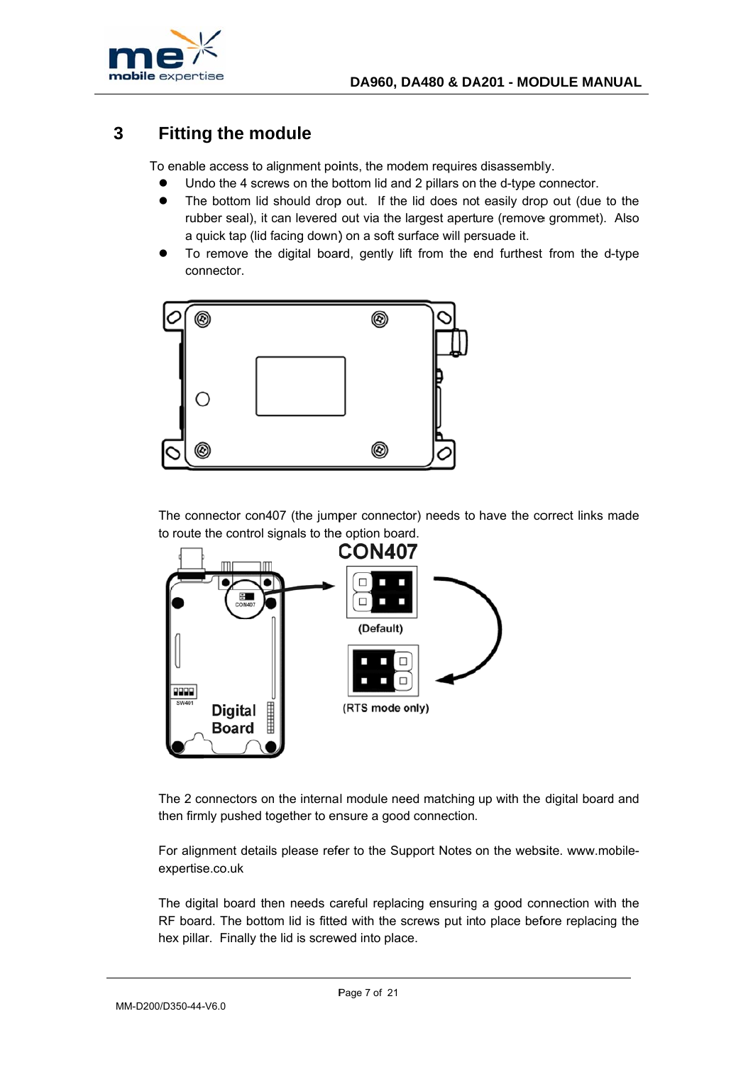# 3 Fitting the module

To enable access to alignment points, the modem requires disassembly.

- Undo the 4 screws on the bottom lid and 2 pillars on the d-type connector.
- The bottom lid should drop out. If the lid does not easily drop out (due to the rubber seal), it can levered out via the largest aperture (remove grommet). Also a quick tap (lid facing down) on a soft surface will persuade it.
- To remove the digital board, gently lift from the end furthest from the d-type connector.

The connector con407 (the jumper connector) needs to have the correct links made to route the control signals to the option board.

CON407

(Default)

(RTS mode only)

The 2 connectors on the internal module need matching up with the digital board and then firmly pushed together to ensure a good connection.

For alignment details please refer to the Support Notes on the website. www.mobile-expertise.co.uk

The digital board then needs careful replacing ensuring a good connection with the RF board. The bottom lid is fitted with the screws put into place before replacing the hex pillar. Finally the lid is screwed into place.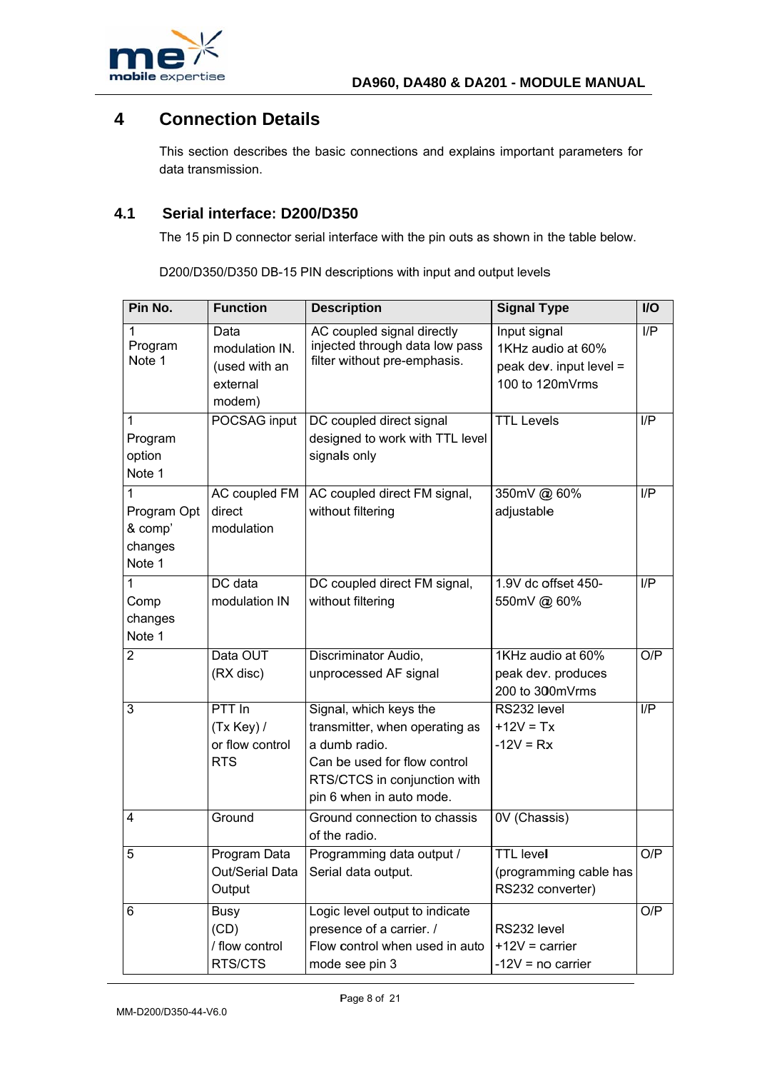# 4 Connection Details

This section describes the basic connections and explains important parameters for data transmission.

## 4.1 Serial interface: D200/D350

The 15 pin D connector serial interface with the pin outs as shown in the table below.

D200/D350/D350 DB-15 PIN descriptions with input and output levels

| Pin No. | Function | Description | Signal Type | I/O |
|---|---|---|---|---|
| 1 Program Note 1 | Data modulation IN. (used with an external modem) | AC coupled signal directly injected through data low pass filter without pre-emphasis. | Input signal 1KHz audio at 60% peak dev. input level = 100 to 120mVrms | I/P |
| 1 Program option Note 1 | POCSAG input | DC coupled direct signal designed to work with TTL level signals only | TTL Levels | I/P |
| 1 Program Opt & comp' changes Note 1 | AC coupled FM direct modulation | AC coupled direct FM signal, without filtering | 350mV @ 60% adjustable | I/P |
| 1 Comp changes Note 1 | DC data modulation IN | DC coupled direct FM signal, without filtering | 1.9V dc offset 450-550mV @ 60% | I/P |
| 2 | Data OUT (RX disc) | Discriminator Audio, unprocessed AF signal | 1KHz audio at 60% peak dev. produces 200 to 300mVrms | O/P |
| 3 | PTT In (Tx Key) / or flow control RTS | Signal, which keys the transmitter, when operating as a dumb radio. Can be used for flow control RTS/CTCS in conjunction with pin 6 when in auto mode. | RS232 level +12V = Tx -12V = Rx | I/P |
| 4 | Ground | Ground connection to chassis of the radio. | 0V (Chassis) | |
| 5 | Program Data Out/Serial Data Output | Programming data output / Serial data output. | TTL level (programming cable has RS232 converter) | O/P |
| 6 | Busy (CD) / flow control RTS/CTS | Logic level output to indicate presence of a carrier. / Flow control when used in auto mode see pin 3 | RS232 level +12V = carrier -12V = no carrier | O/P |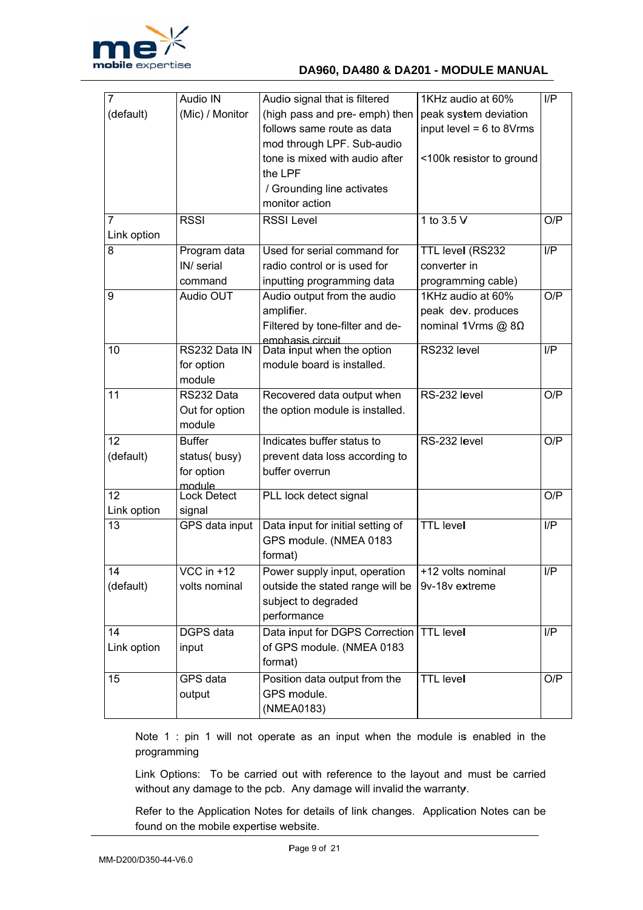| | | | | |
|---|---|---|---|---|
| 7 (default) | Audio IN (Mic) / Monitor | Audio signal that is filtered (high pass and pre- emph) then follows same route as data mod through LPF. Sub-audio tone is mixed with audio after the LPF / Grounding line activates monitor action | 1KHz audio at 60% peak system deviation input level = 6 to 8Vrms <100k resistor to ground | I/P |
| 7 Link option | RSSI | RSSI Level | 1 to 3.5 V | O/P |
| 8 | Program data IN/ serial command | Used for serial command for radio control or is used for inputting programming data | TTL level (RS232 converter in programming cable) | I/P |
| 9 | Audio OUT | Audio output from the audio amplifier. Filtered by tone-filter and de-emphasis circuit | 1KHz audio at 60% peak dev. produces nominal 1Vrms @ 8Ω | O/P |
| 10 | RS232 Data IN for option module | Data input when the option module board is installed. | RS232 level | I/P |
| 11 | RS232 Data Out for option module | Recovered data output when the option module is installed. | RS-232 level | O/P |
| 12 (default) | Buffer status( busy) for option module | Indicates buffer status to prevent data loss according to buffer overrun | RS-232 level | O/P |
| 12 Link option | Lock Detect signal | PLL lock detect signal | | O/P |
| 13 | GPS data input | Data input for initial setting of GPS module. (NMEA 0183 format) | TTL level | I/P |
| 14 (default) | VCC in +12 volts nominal | Power supply input, operation outside the stated range will be subject to degraded performance | +12 volts nominal 9v-18v extreme | I/P |
| 14 Link option | DGPS data input | Data input for DGPS Correction of GPS module. (NMEA 0183 format) | TTL level | I/P |
| 15 | GPS data output | Position data output from the GPS module. (NMEA0183) | TTL level | O/P |

Note 1 : pin 1 will not operate as an input when the module is enabled in the programming

Link Options: To be carried out with reference to the layout and must be carried without any damage to the pcb. Any damage will invalid the warranty.

Refer to the Application Notes for details of link changes. Application Notes can be found on the mobile expertise website.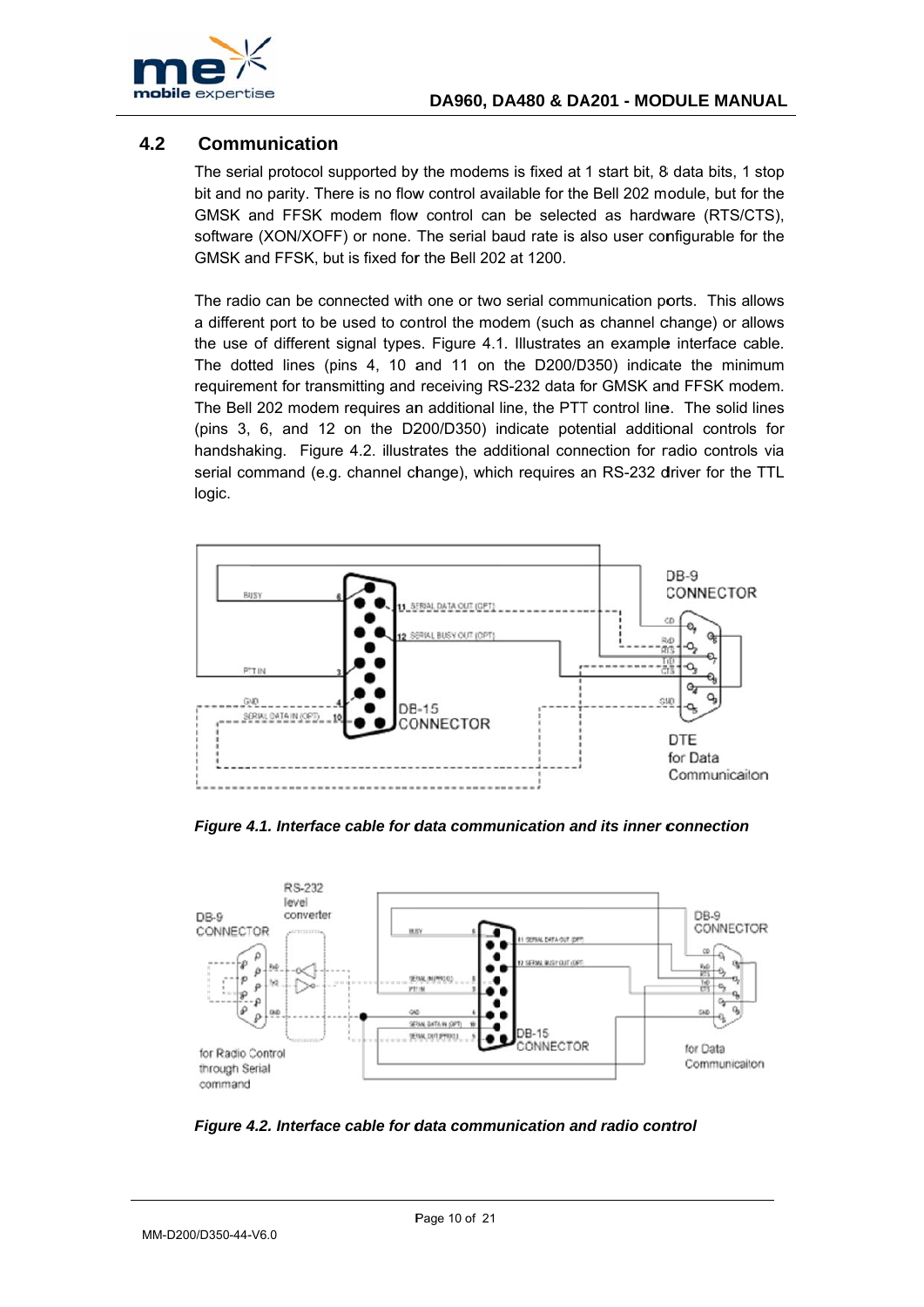## 4.2 Communication

The serial protocol supported by the modems is fixed at 1 start bit, 8 data bits, 1 stop bit and no parity. There is no flow control available for the Bell 202 module, but for the GMSK and FFSK modem flow control can be selected as hardware (RTS/CTS), software (XON/XOFF) or none. The serial baud rate is also user configurable for the GMSK and FFSK, but is fixed for the Bell 202 at 1200.

The radio can be connected with one or two serial communication ports. This allows a different port to be used to control the modem (such as channel change) or allows the use of different signal types. Figure 4.1. Illustrates an example interface cable. The dotted lines (pins 4, 10 and 11 on the D200/D350) indicate the minimum requirement for transmitting and receiving RS-232 data for GMSK and FFSK modem. The Bell 202 modem requires an additional line, the PTT control line. The solid lines (pins 3, 6, and 12 on the D200/D350) indicate potential additional controls for handshaking. Figure 4.2. illustrates the additional connection for radio controls via serial command (e.g. channel change), which requires an RS-232 driver for the TTL logic.

*Figure 4.1. Interface cable for data communication and its inner connection*

*Figure 4.2. Interface cable for data communication and radio control*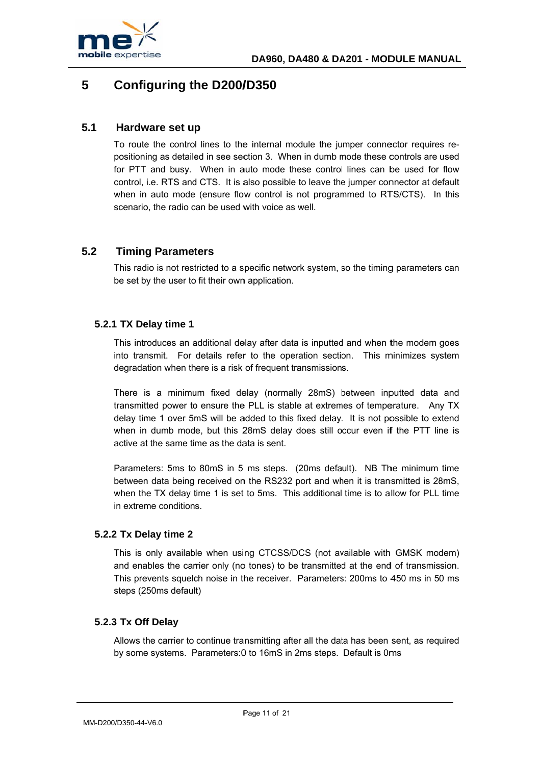# 5 Configuring the D200/D350

## 5.1 Hardware set up

To route the control lines to the internal module the jumper connector requires re-positioning as detailed in see section 3. When in dumb mode these controls are used for PTT and busy. When in auto mode these control lines can be used for flow control, i.e. RTS and CTS. It is also possible to leave the jumper connector at default when in auto mode (ensure flow control is not programmed to RTS/CTS). In this scenario, the radio can be used with voice as well.

## 5.2 Timing Parameters

This radio is not restricted to a specific network system, so the timing parameters can be set by the user to fit their own application.

### 5.2.1 TX Delay time 1

This introduces an additional delay after data is inputted and when the modem goes into transmit. For details refer to the operation section. This minimizes system degradation when there is a risk of frequent transmissions.

There is a minimum fixed delay (normally 28mS) between inputted data and transmitted power to ensure the PLL is stable at extremes of temperature. Any TX delay time 1 over 5mS will be added to this fixed delay. It is not possible to extend when in dumb mode, but this 28mS delay does still occur even if the PTT line is active at the same time as the data is sent.

Parameters: 5ms to 80mS in 5 ms steps. (20ms default). NB The minimum time between data being received on the RS232 port and when it is transmitted is 28mS, when the TX delay time 1 is set to 5ms. This additional time is to allow for PLL time in extreme conditions.

### 5.2.2 Tx Delay time 2

This is only available when using CTCSS/DCS (not available with GMSK modem) and enables the carrier only (no tones) to be transmitted at the end of transmission. This prevents squelch noise in the receiver. Parameters: 200ms to 450 ms in 50 ms steps (250ms default)

### 5.2.3 Tx Off Delay

Allows the carrier to continue transmitting after all the data has been sent, as required by some systems. Parameters:0 to 16mS in 2ms steps. Default is 0ms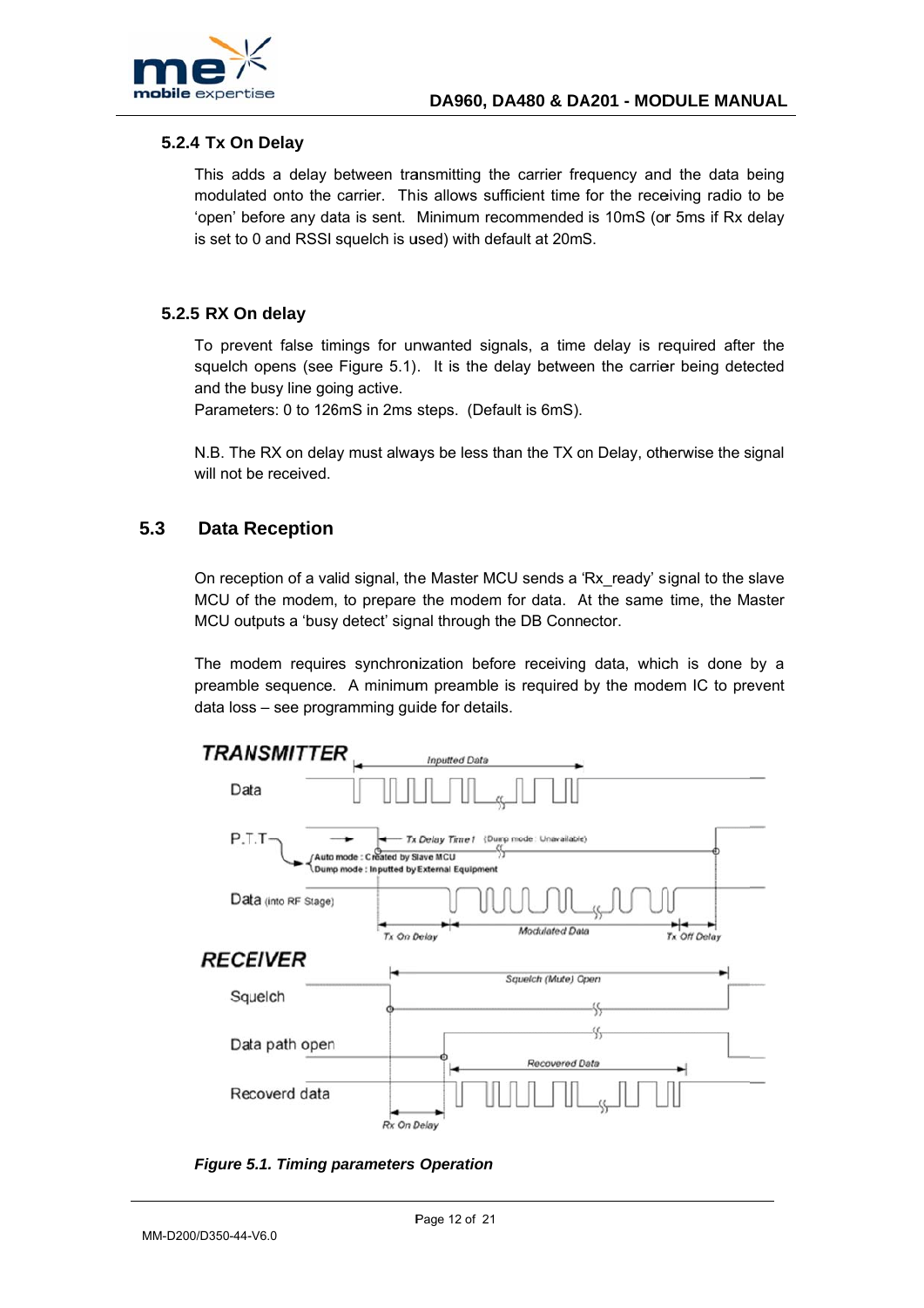### 5.2.4 Tx On Delay

This adds a delay between transmitting the carrier frequency and the data being modulated onto the carrier. This allows sufficient time for the receiving radio to be 'open' before any data is sent. Minimum recommended is 10mS (or 5ms if Rx delay is set to 0 and RSSI squelch is used) with default at 20mS.

### 5.2.5 RX On delay

To prevent false timings for unwanted signals, a time delay is required after the squelch opens (see Figure 5.1). It is the delay between the carrier being detected and the busy line going active.
Parameters: 0 to 126mS in 2ms steps. (Default is 6mS).

N.B. The RX on delay must always be less than the TX on Delay, otherwise the signal will not be received.

## 5.3 Data Reception

On reception of a valid signal, the Master MCU sends a 'Rx_ready' signal to the slave MCU of the modem, to prepare the modem for data. At the same time, the Master MCU outputs a 'busy detect' signal through the DB Connector.

The modem requires synchronization before receiving data, which is done by a preamble sequence. A minimum preamble is required by the modem IC to prevent data loss – see programming guide for details.

*Figure 5.1. Timing parameters Operation*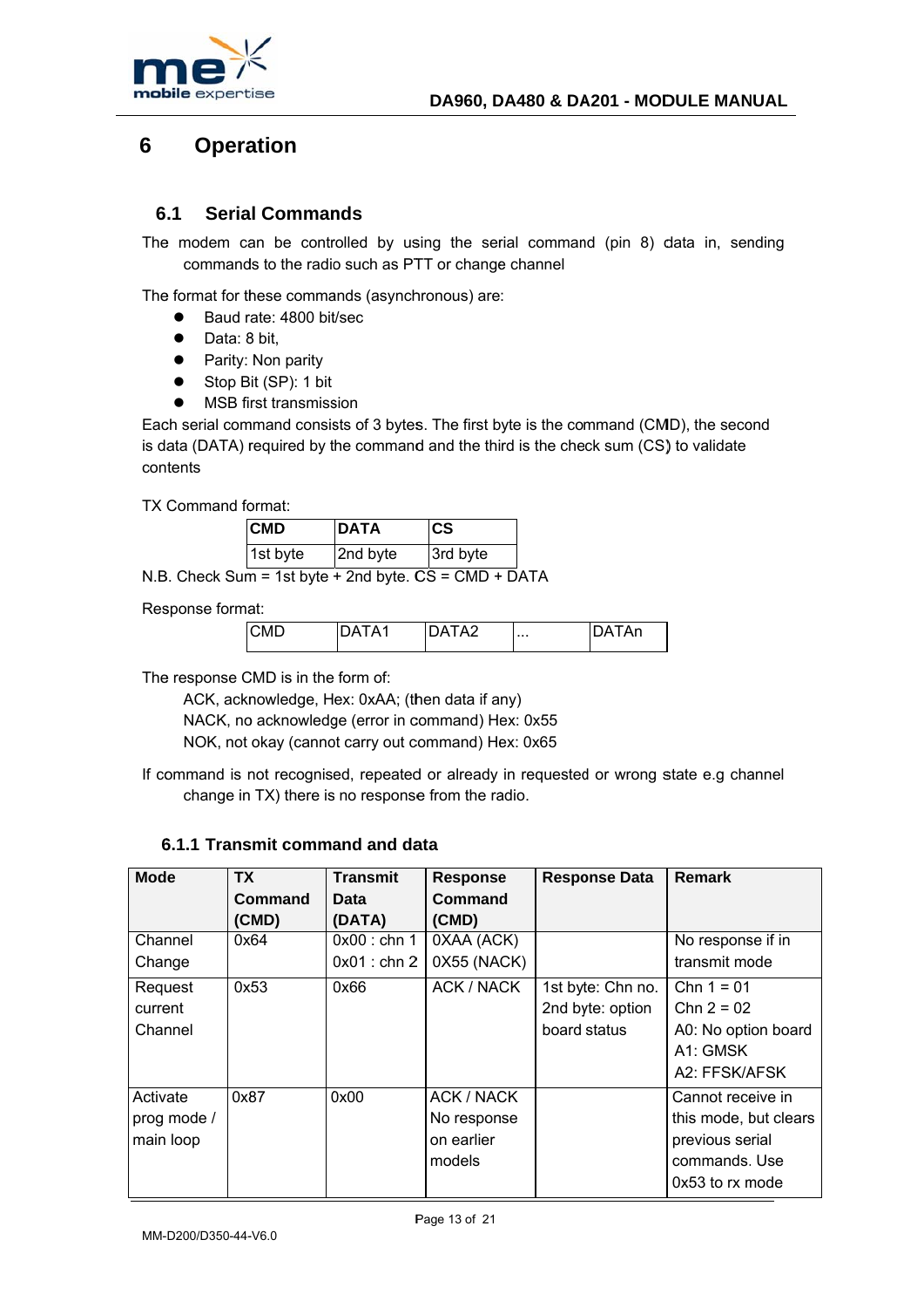# 6 Operation

## 6.1 Serial Commands

The modem can be controlled by using the serial command (pin 8) data in, sending commands to the radio such as PTT or change channel

The format for these commands (asynchronous) are:

- Baud rate: 4800 bit/sec
- Data: 8 bit,
- Parity: Non parity
- Stop Bit (SP): 1 bit
- MSB first transmission

Each serial command consists of 3 bytes. The first byte is the command (CMD), the second is data (DATA) required by the command and the third is the check sum (CS) to validate contents

TX Command format:

| **CMD** | **DATA** | **CS** |
|---|---|---|
| 1st byte | 2nd byte | 3rd byte |

N.B. Check Sum = 1st byte + 2nd byte. CS = CMD + DATA

Response format:

| CMD | DATA1 | DATA2 | ... | DATAn |
|---|---|---|---|---|

The response CMD is in the form of:

ACK, acknowledge, Hex: 0xAA; (then data if any)
NACK, no acknowledge (error in command) Hex: 0x55
NOK, not okay (cannot carry out command) Hex: 0x65

If command is not recognised, repeated or already in requested or wrong state e.g channel change in TX) there is no response from the radio.

### 6.1.1 Transmit command and data

| **Mode** | **TX Command (CMD)** | **Transmit Data (DATA)** | **Response Command (CMD)** | **Response Data** | **Remark** |
|---|---|---|---|---|---|
| Channel Change | 0x64 | 0x00 : chn 1<br>0x01 : chn 2 | 0XAA (ACK)<br>0X55 (NACK) | | No response if in transmit mode |
| Request current Channel | 0x53 | 0x66 | ACK / NACK | 1st byte: Chn no.<br>2nd byte: option board status | Chn 1 = 01<br>Chn 2 = 02<br>A0: No option board<br>A1: GMSK<br>A2: FFSK/AFSK |
| Activate prog mode / main loop | 0x87 | 0x00 | ACK / NACK<br>No response on earlier models | | Cannot receive in this mode, but clears previous serial commands. Use 0x53 to rx mode |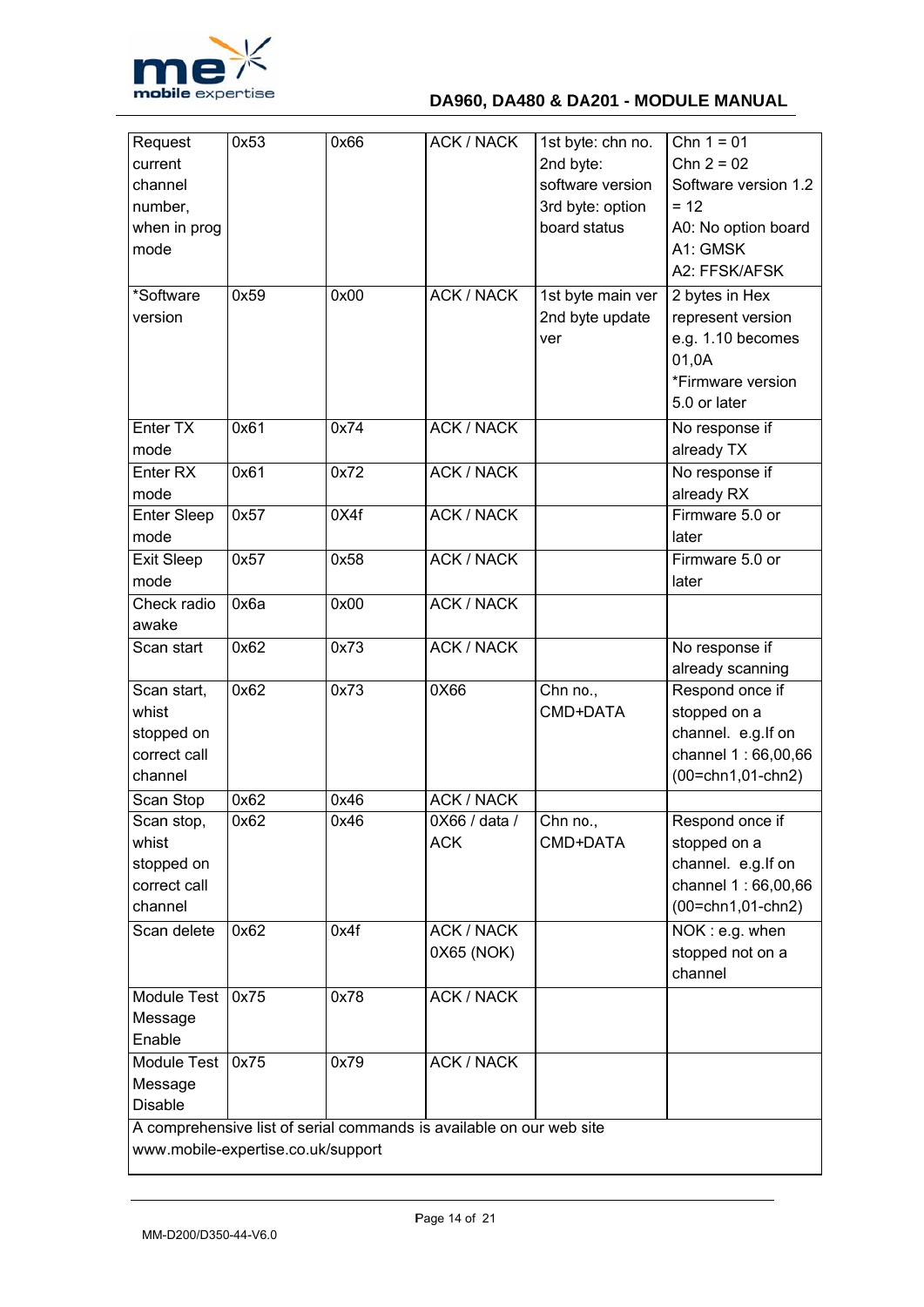| Request current channel number, when in prog mode | 0x53 | 0x66 | ACK / NACK | 1st byte: chn no.<br>2nd byte: software version<br>3rd byte: option board status | Chn 1 = 01<br>Chn 2 = 02<br>Software version 1.2 = 12<br>A0: No option board<br>A1: GMSK<br>A2: FFSK/AFSK |
|---|---|---|---|---|---|
| *Software version | 0x59 | 0x00 | ACK / NACK | 1st byte main ver<br>2nd byte update ver | 2 bytes in Hex represent version e.g. 1.10 becomes 01,0A<br>*Firmware version 5.0 or later |
| Enter TX mode | 0x61 | 0x74 | ACK / NACK | | No response if already TX |
| Enter RX mode | 0x61 | 0x72 | ACK / NACK | | No response if already RX |
| Enter Sleep mode | 0x57 | 0X4f | ACK / NACK | | Firmware 5.0 or later |
| Exit Sleep mode | 0x57 | 0x58 | ACK / NACK | | Firmware 5.0 or later |
| Check radio awake | 0x6a | 0x00 | ACK / NACK | | |
| Scan start | 0x62 | 0x73 | ACK / NACK | | No response if already scanning |
| Scan start, whist stopped on correct call channel | 0x62 | 0x73 | 0X66 | Chn no., CMD+DATA | Respond once if stopped on a channel. e.g.If on channel 1 : 66,00,66 (00=chn1,01-chn2) |
| Scan Stop | 0x62 | 0x46 | ACK / NACK | | |
| Scan stop, whist stopped on correct call channel | 0x62 | 0x46 | 0X66 / data / ACK | Chn no., CMD+DATA | Respond once if stopped on a channel. e.g.If on channel 1 : 66,00,66 (00=chn1,01-chn2) |
| Scan delete | 0x62 | 0x4f | ACK / NACK<br>0X65 (NOK) | | NOK : e.g. when stopped not on a channel |
| Module Test Message Enable | 0x75 | 0x78 | ACK / NACK | | |
| Module Test Message Disable | 0x75 | 0x79 | ACK / NACK | | |
| A comprehensive list of serial commands is available on our web site www.mobile-expertise.co.uk/support | | | | | |

MM-D200/D350-44-V6.0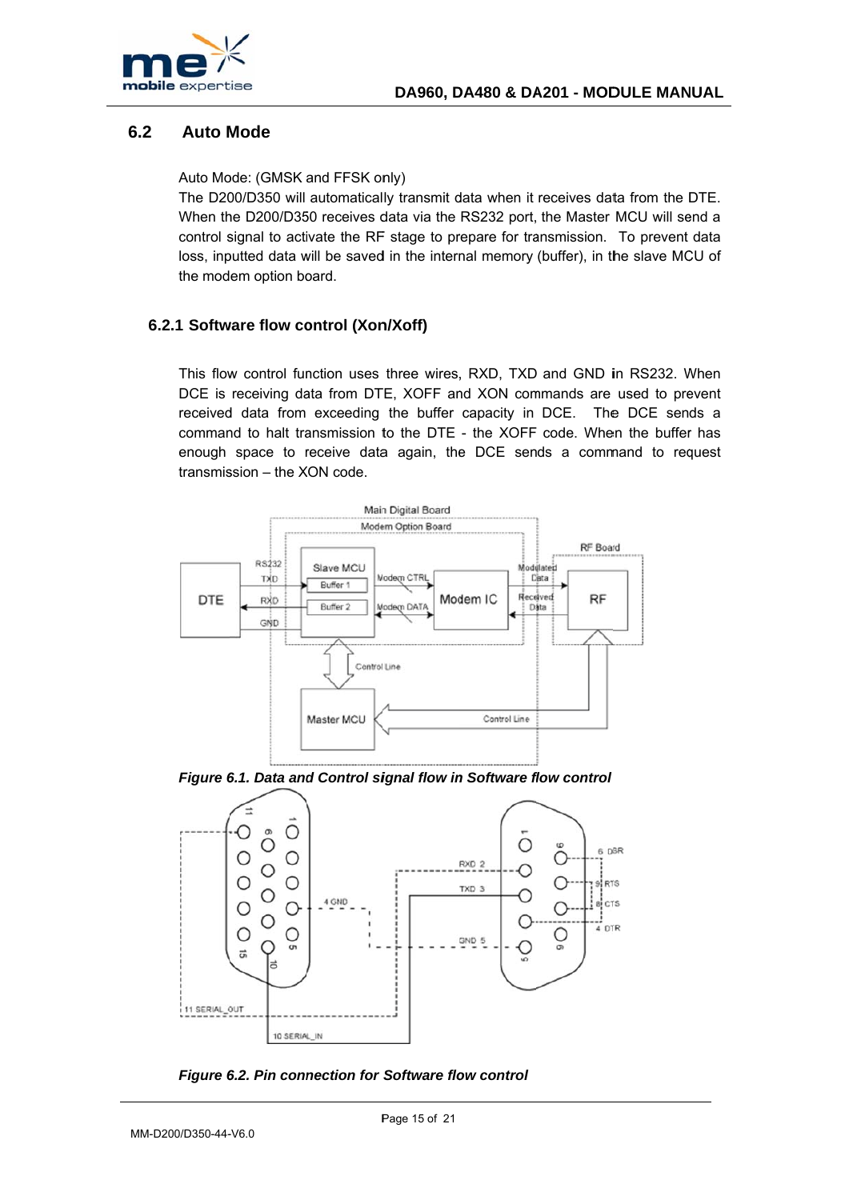## 6.2 Auto Mode

Auto Mode: (GMSK and FFSK only)

The D200/D350 will automatically transmit data when it receives data from the DTE. When the D200/D350 receives data via the RS232 port, the Master MCU will send a control signal to activate the RF stage to prepare for transmission. To prevent data loss, inputted data will be saved in the internal memory (buffer), in the slave MCU of the modem option board.

### 6.2.1 Software flow control (Xon/Xoff)

This flow control function uses three wires, RXD, TXD and GND in RS232. When DCE is receiving data from DTE, XOFF and XON commands are used to prevent received data from exceeding the buffer capacity in DCE. The DCE sends a command to halt transmission to the DTE - the XOFF code. When the buffer has enough space to receive data again, the DCE sends a command to request transmission – the XON code.

*Figure 6.1. Data and Control signal flow in Software flow control*

*Figure 6.2. Pin connection for Software flow control*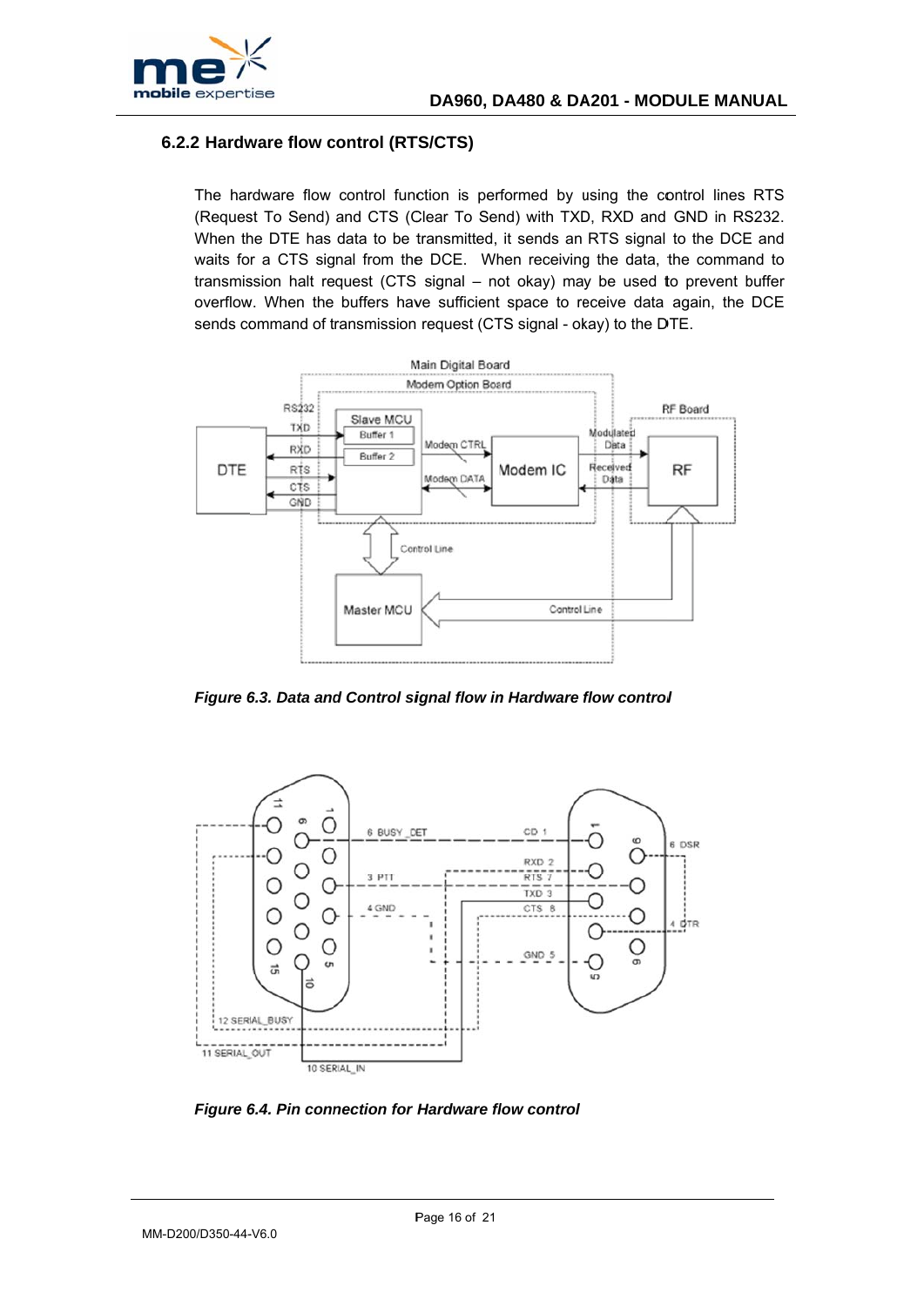### 6.2.2 Hardware flow control (RTS/CTS)

The hardware flow control function is performed by using the control lines RTS (Request To Send) and CTS (Clear To Send) with TXD, RXD and GND in RS232. When the DTE has data to be transmitted, it sends an RTS signal to the DCE and waits for a CTS signal from the DCE. When receiving the data, the command to transmission halt request (CTS signal – not okay) may be used to prevent buffer overflow. When the buffers have sufficient space to receive data again, the DCE sends command of transmission request (CTS signal - okay) to the DTE.

*Figure 6.3. Data and Control signal flow in Hardware flow control*

*Figure 6.4. Pin connection for Hardware flow control*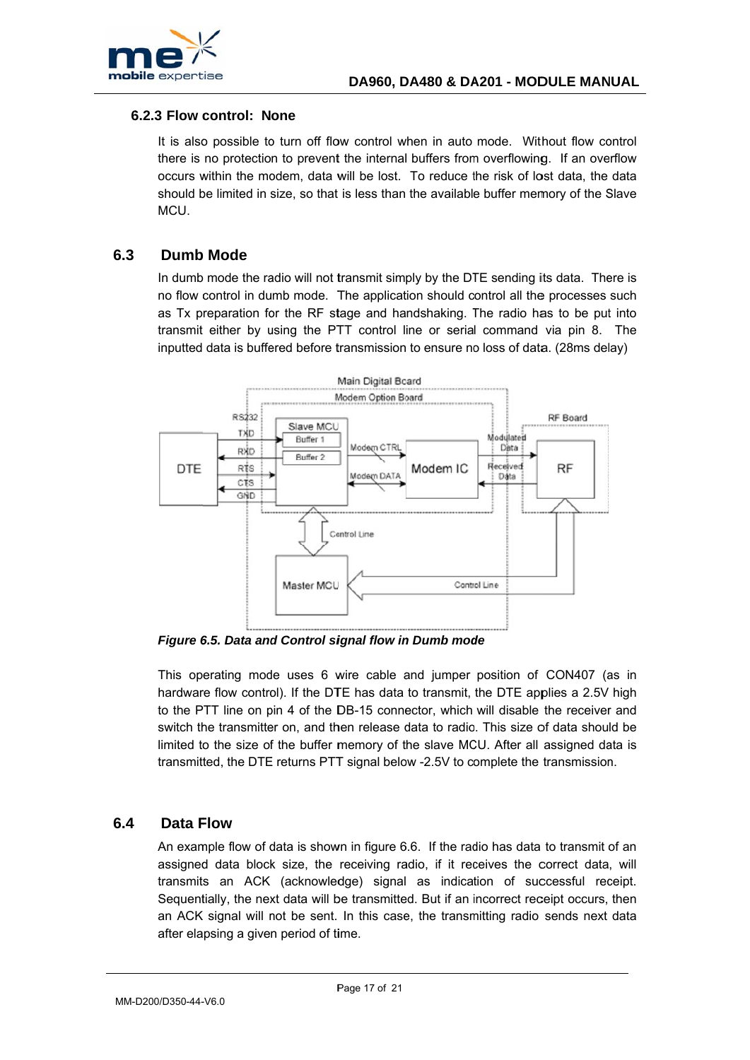### 6.2.3 Flow control: None

It is also possible to turn off flow control when in auto mode. Without flow control there is no protection to prevent the internal buffers from overflowing. If an overflow occurs within the modem, data will be lost. To reduce the risk of lost data, the data should be limited in size, so that is less than the available buffer memory of the Slave MCU.

## 6.3 Dumb Mode

In dumb mode the radio will not transmit simply by the DTE sending its data. There is no flow control in dumb mode. The application should control all the processes such as Tx preparation for the RF stage and handshaking. The radio has to be put into transmit either by using the PTT control line or serial command via pin 8. The inputted data is buffered before transmission to ensure no loss of data. (28ms delay)

*Figure 6.5. Data and Control signal flow in Dumb mode*

This operating mode uses 6 wire cable and jumper position of CON407 (as in hardware flow control). If the DTE has data to transmit, the DTE applies a 2.5V high to the PTT line on pin 4 of the DB-15 connector, which will disable the receiver and switch the transmitter on, and then release data to radio. This size of data should be limited to the size of the buffer memory of the slave MCU. After all assigned data is transmitted, the DTE returns PTT signal below -2.5V to complete the transmission.

## 6.4 Data Flow

An example flow of data is shown in figure 6.6. If the radio has data to transmit of an assigned data block size, the receiving radio, if it receives the correct data, will transmits an ACK (acknowledge) signal as indication of successful receipt. Sequentially, the next data will be transmitted. But if an incorrect receipt occurs, then an ACK signal will not be sent. In this case, the transmitting radio sends next data after elapsing a given period of time.

MM-D200/D350-44-V6.0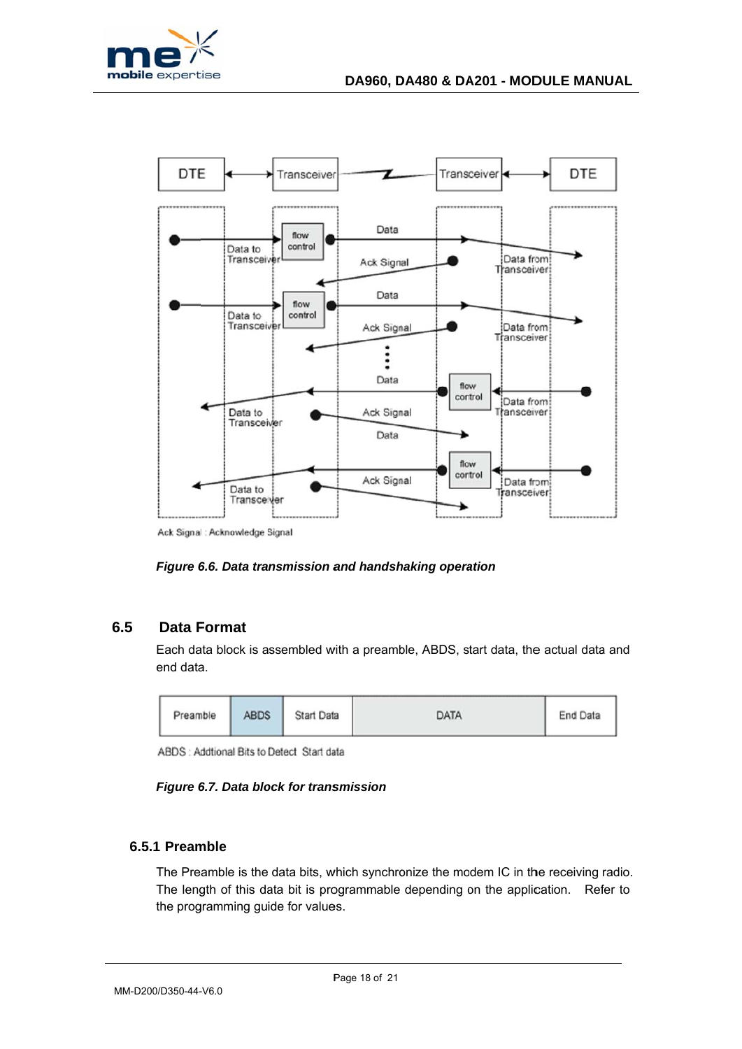Figure 6.6. Data transmission and handshaking operation

## 6.5 Data Format

Each data block is assembled with a preamble, ABDS, start data, the actual data and end data.

| Preamble | ABDS | Start Data | DATA | End Data |
|---|---|---|---|---|

ABDS : Addtional Bits to Detect Start data

*Figure 6.7. Data block for transmission*

### 6.5.1 Preamble

The Preamble is the data bits, which synchronize the modem IC in the receiving radio. The length of this data bit is programmable depending on the application. Refer to the programming guide for values.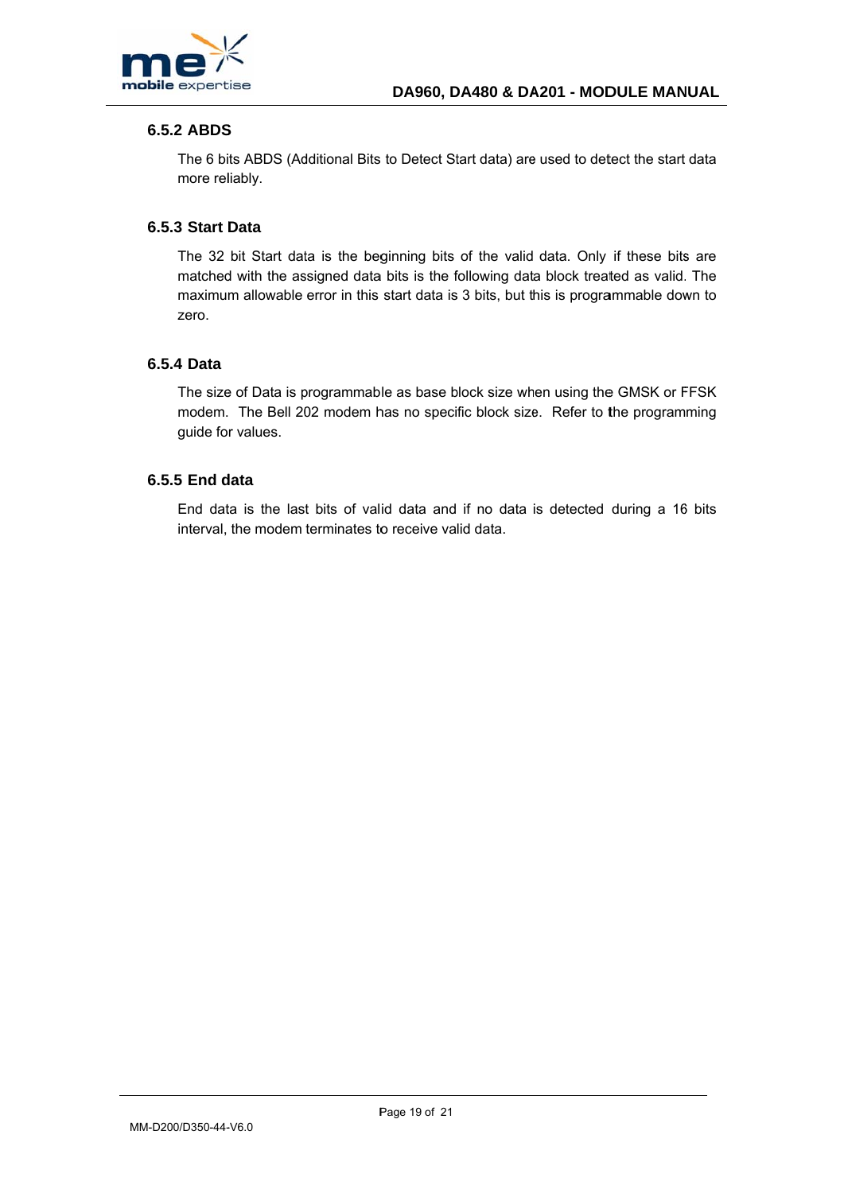### 6.5.2 ABDS

The 6 bits ABDS (Additional Bits to Detect Start data) are used to detect the start data more reliably.

### 6.5.3 Start Data

The 32 bit Start data is the beginning bits of the valid data. Only if these bits are matched with the assigned data bits is the following data block treated as valid. The maximum allowable error in this start data is 3 bits, but this is programmable down to zero.

### 6.5.4 Data

The size of Data is programmable as base block size when using the GMSK or FFSK modem. The Bell 202 modem has no specific block size. Refer to the programming guide for values.

### 6.5.5 End data

End data is the last bits of valid data and if no data is detected during a 16 bits interval, the modem terminates to receive valid data.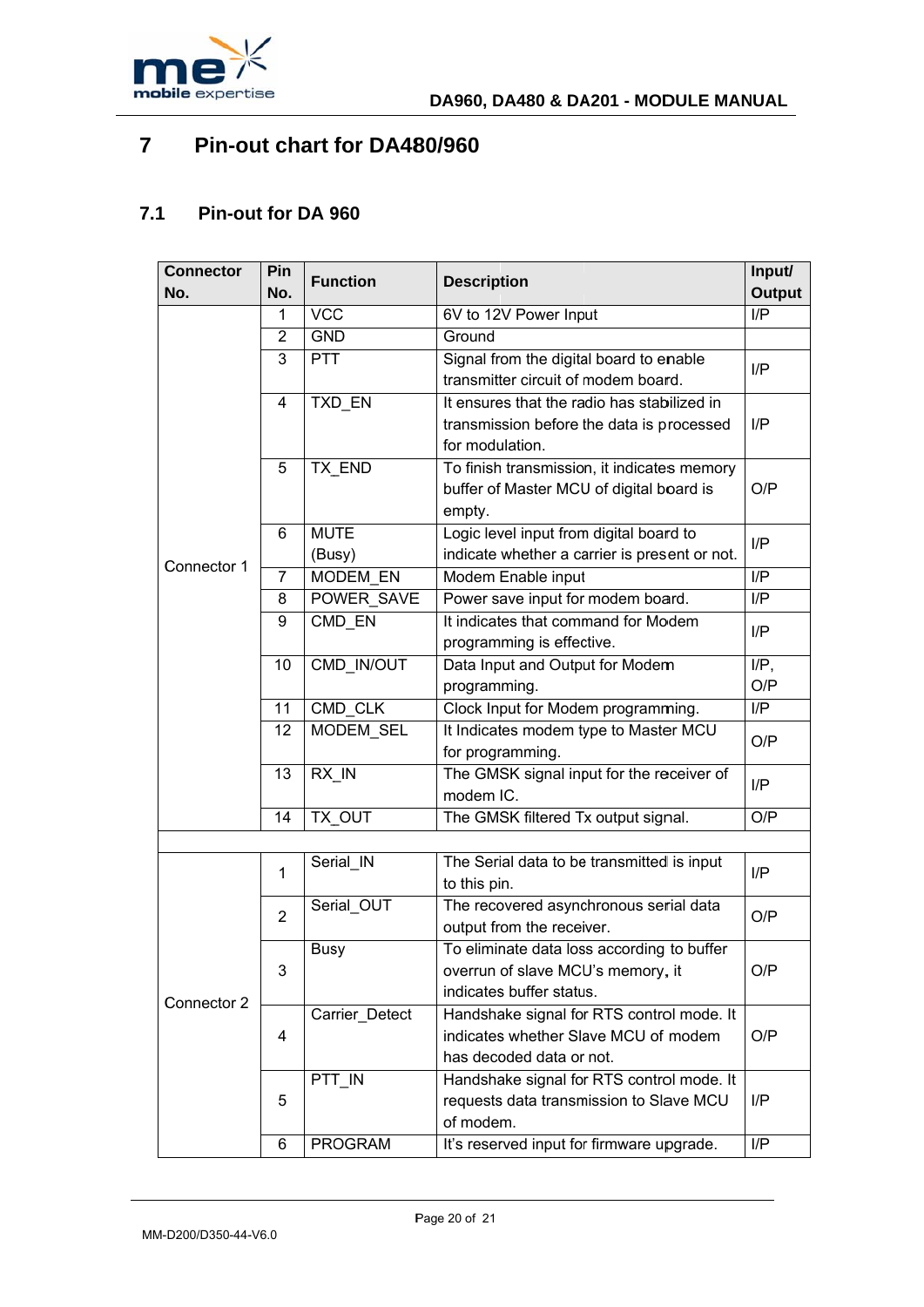# 7 Pin-out chart for DA480/960

## 7.1 Pin-out for DA 960

| Connector No. | Pin No. | Function | Description | Input/ Output |
|---|---|---|---|---|
| Connector 1 | 1 | VCC | 6V to 12V Power Input | I/P |
| | 2 | GND | Ground | |
| | 3 | PTT | Signal from the digital board to enable transmitter circuit of modem board. | I/P |
| | 4 | TXD_EN | It ensures that the radio has stabilized in transmission before the data is processed for modulation. | I/P |
| | 5 | TX_END | To finish transmission, it indicates memory buffer of Master MCU of digital board is empty. | O/P |
| | 6 | MUTE (Busy) | Logic level input from digital board to indicate whether a carrier is present or not. | I/P |
| | 7 | MODEM_EN | Modem Enable input | I/P |
| | 8 | POWER_SAVE | Power save input for modem board. | I/P |
| | 9 | CMD_EN | It indicates that command for Modem programming is effective. | I/P |
| | 10 | CMD_IN/OUT | Data Input and Output for Modem programming. | I/P, O/P |
| | 11 | CMD_CLK | Clock Input for Modem programming. | I/P |
| | 12 | MODEM_SEL | It Indicates modem type to Master MCU for programming. | O/P |
| | 13 | RX_IN | The GMSK signal input for the receiver of modem IC. | I/P |
| | 14 | TX_OUT | The GMSK filtered Tx output signal. | O/P |
| | | | | |
| Connector 2 | 1 | Serial_IN | The Serial data to be transmitted is input to this pin. | I/P |
| | 2 | Serial_OUT | The recovered asynchronous serial data output from the receiver. | O/P |
| | 3 | Busy | To eliminate data loss according to buffer overrun of slave MCU's memory, it indicates buffer status. | O/P |
| | 4 | Carrier_Detect | Handshake signal for RTS control mode. It indicates whether Slave MCU of modem has decoded data or not. | O/P |
| | 5 | PTT_IN | Handshake signal for RTS control mode. It requests data transmission to Slave MCU of modem. | I/P |
| | 6 | PROGRAM | It's reserved input for firmware upgrade. | I/P |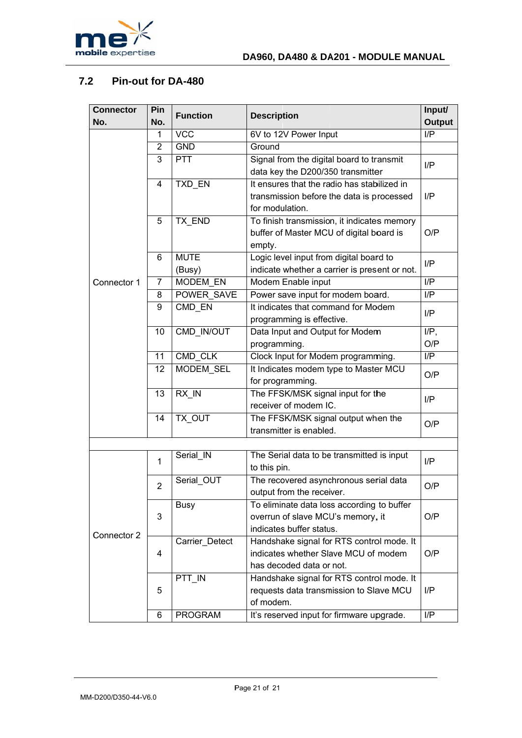## 7.2 Pin-out for DA-480

| Connector No. | Pin No. | Function | Description | Input/ Output |
|---|---|---|---|---|
| Connector 1 | 1 | VCC | 6V to 12V Power Input | I/P |
| | 2 | GND | Ground | |
| | 3 | PTT | Signal from the digital board to transmit data key the D200/350 transmitter | I/P |
| | 4 | TXD_EN | It ensures that the radio has stabilized in transmission before the data is processed for modulation. | I/P |
| | 5 | TX_END | To finish transmission, it indicates memory buffer of Master MCU of digital board is empty. | O/P |
| | 6 | MUTE (Busy) | Logic level input from digital board to indicate whether a carrier is present or not. | I/P |
| | 7 | MODEM_EN | Modem Enable input | I/P |
| | 8 | POWER_SAVE | Power save input for modem board. | I/P |
| | 9 | CMD_EN | It indicates that command for Modem programming is effective. | I/P |
| | 10 | CMD_IN/OUT | Data Input and Output for Modem programming. | I/P, O/P |
| | 11 | CMD_CLK | Clock Input for Modem programming. | I/P |
| | 12 | MODEM_SEL | It Indicates modem type to Master MCU for programming. | O/P |
| | 13 | RX_IN | The FFSK/MSK signal input for the receiver of modem IC. | I/P |
| | 14 | TX_OUT | The FFSK/MSK signal output when the transmitter is enabled. | O/P |
| | | | | |
| Connector 2 | 1 | Serial_IN | The Serial data to be transmitted is input to this pin. | I/P |
| | 2 | Serial_OUT | The recovered asynchronous serial data output from the receiver. | O/P |
| | 3 | Busy | To eliminate data loss according to buffer overrun of slave MCU's memory, it indicates buffer status. | O/P |
| | 4 | Carrier_Detect | Handshake signal for RTS control mode. It indicates whether Slave MCU of modem has decoded data or not. | O/P |
| | 5 | PTT_IN | Handshake signal for RTS control mode. It requests data transmission to Slave MCU of modem. | I/P |
| | 6 | PROGRAM | It's reserved input for firmware upgrade. | I/P |